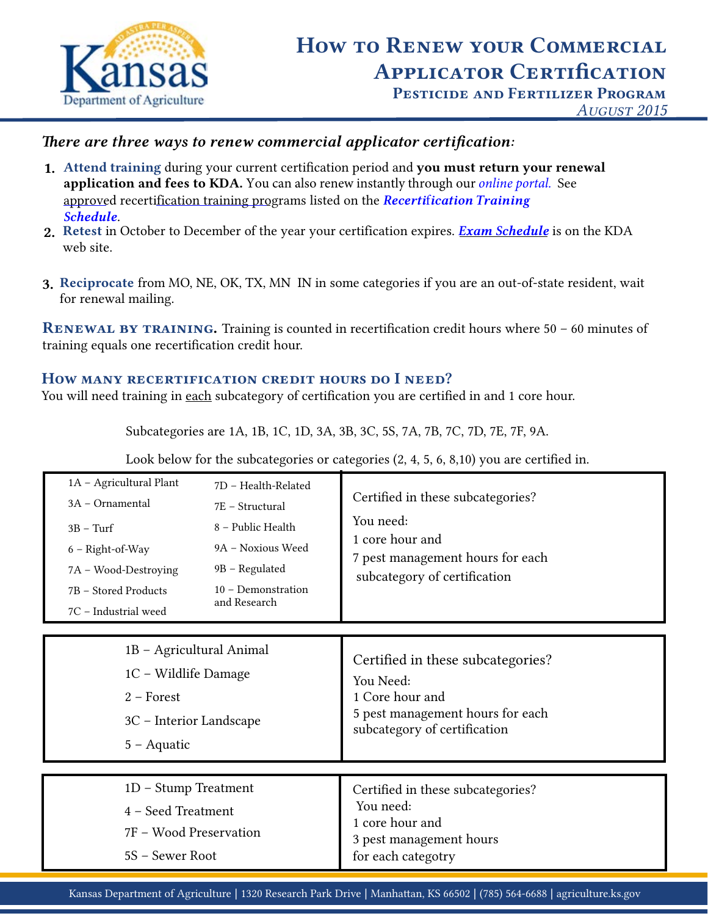# How to Renew your Commercial Applicator Certification

## Pesticide and Fertilizer Program

*August 2015*

***There are three ways to renew commercial applicator certification:***

1. **Attend training** during your current certification period and **you must return your renewal application and fees to KDA.** You can also renew instantly through our *online portal.* See approved recertification training programs listed on the ***Recertification Training Schedule***.
2. **Retest** in October to December of the year your certification expires. ***Exam Schedule*** is on the KDA web site.
3. **Reciprocate** from MO, NE, OK, TX, MN IN in some categories if you are an out-of-state resident, wait for renewal mailing.

**Renewal by training.** Training is counted in recertification credit hours where 50 – 60 minutes of training equals one recertification credit hour.

### How many recertification credit hours do I need?

You will need training in each subcategory of certification you are certified in and 1 core hour.

Subcategories are 1A, 1B, 1C, 1D, 3A, 3B, 3C, 5S, 7A, 7B, 7C, 7D, 7E, 7F, 9A.

Look below for the subcategories or categories (2, 4, 5, 6, 8,10) you are certified in.

| Subcategories / Categories | Requirement |
|---|---|
| 1A – Agricultural Plant<br>3A – Ornamental<br>3B – Turf<br>6 – Right-of-Way<br>7A – Wood-Destroying<br>7B – Stored Products<br>7C – Industrial weed<br>7D – Health-Related<br>7E – Structural<br>8 – Public Health<br>9A – Noxious Weed<br>9B – Regulated<br>10 – Demonstration and Research | Certified in these subcategories?<br>You need:<br>1 core hour and<br>7 pest management hours for each subcategory of certification |
| 1B – Agricultural Animal<br>1C – Wildlife Damage<br>2 – Forest<br>3C – Interior Landscape<br>5 – Aquatic | Certified in these subcategories?<br>You Need:<br>1 Core hour and<br>5 pest management hours for each subcategory of certification |
| 1D – Stump Treatment<br>4 – Seed Treatment<br>7F – Wood Preservation<br>5S – Sewer Root | Certified in these subcategories?<br>You need:<br>1 core hour and<br>3 pest management hours for each categotry |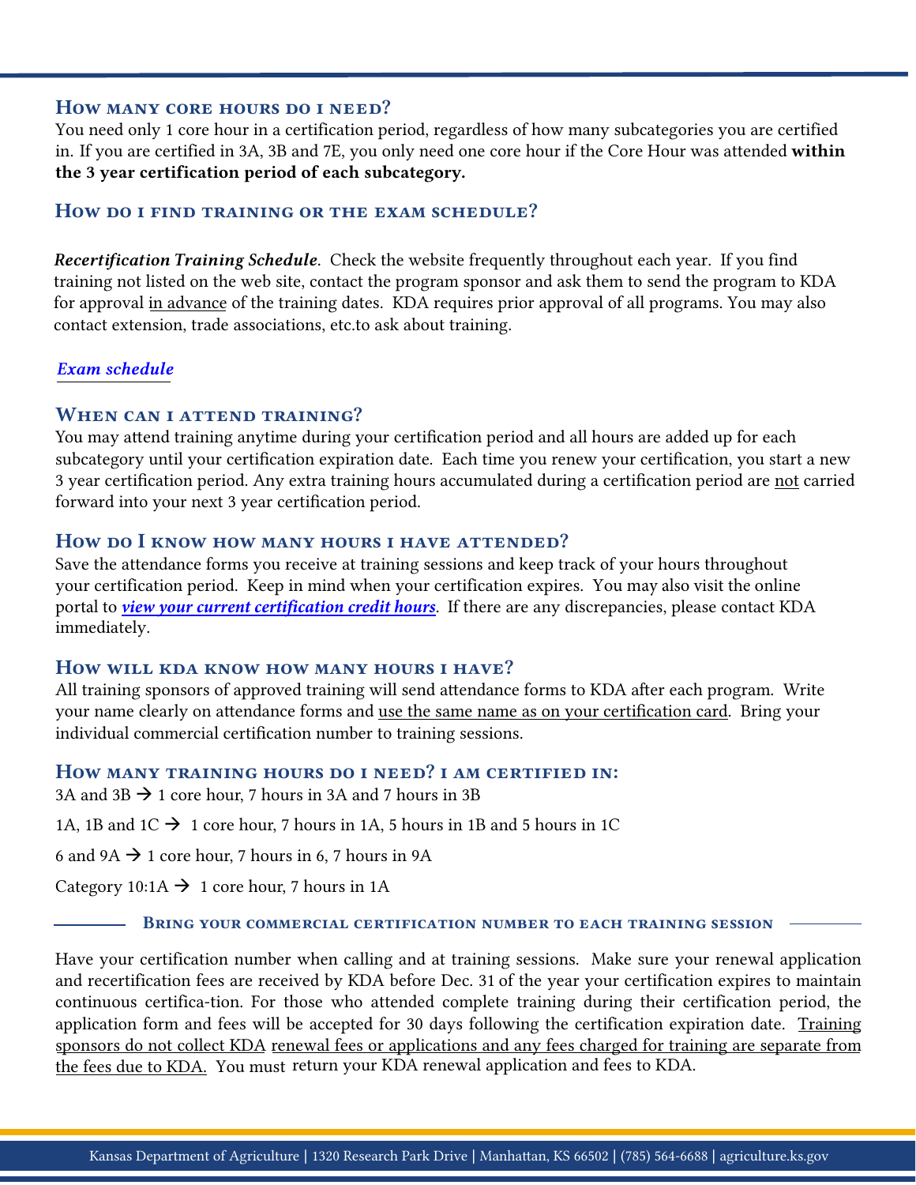## How many core hours do I need?

You need only 1 core hour in a certification period, regardless of how many subcategories you are certified in. If you are certified in 3A, 3B and 7E, you only need one core hour if the Core Hour was attended **within the 3 year certification period of each subcategory.**

## How do I find training or the exam schedule?

***Recertification Training Schedule***. Check the website frequently throughout each year. If you find training not listed on the web site, contact the program sponsor and ask them to send the program to KDA for approval in advance of the training dates. KDA requires prior approval of all programs. You may also contact extension, trade associations, etc.to ask about training.

*Exam schedule*

## When can I attend training?

You may attend training anytime during your certification period and all hours are added up for each subcategory until your certification expiration date. Each time you renew your certification, you start a new 3 year certification period. Any extra training hours accumulated during a certification period are not carried forward into your next 3 year certification period.

## How do I know how many hours I have attended?

Save the attendance forms you receive at training sessions and keep track of your hours throughout your certification period. Keep in mind when your certification expires. You may also visit the online portal to ***view your current certification credit hours***. If there are any discrepancies, please contact KDA immediately.

## How will KDA know how many hours I have?

All training sponsors of approved training will send attendance forms to KDA after each program. Write your name clearly on attendance forms and use the same name as on your certification card. Bring your individual commercial certification number to training sessions.

## How many training hours do I need? I am certified in:

3A and 3B → 1 core hour, 7 hours in 3A and 7 hours in 3B

1A, 1B and 1C → 1 core hour, 7 hours in 1A, 5 hours in 1B and 5 hours in 1C

6 and 9A → 1 core hour, 7 hours in 6, 7 hours in 9A

Category 10:1A → 1 core hour, 7 hours in 1A

### Bring your commercial certification number to each training session

Have your certification number when calling and at training sessions. Make sure your renewal application and recertification fees are received by KDA before Dec. 31 of the year your certification expires to maintain continuous certifica-tion. For those who attended complete training during their certification period, the application form and fees will be accepted for 30 days following the certification expiration date. Training sponsors do not collect KDA renewal fees or applications and any fees charged for training are separate from the fees due to KDA. You must return your KDA renewal application and fees to KDA.